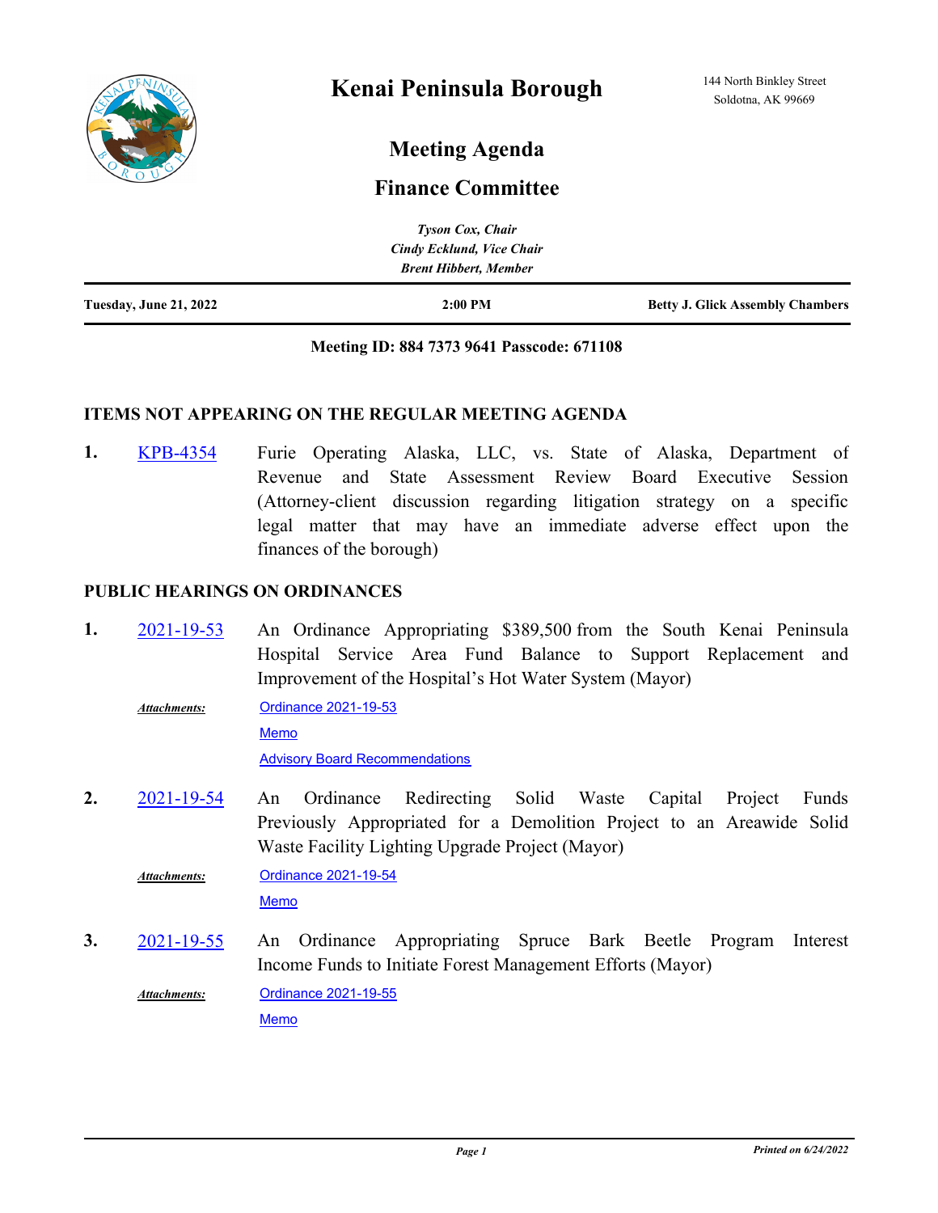# Kenai Peninsula Borough

144 North Binkley Street
Soldotna, AK 99669

## Meeting Agenda

## Finance Committee

*Tyson Cox, Chair*
*Cindy Ecklund, Vice Chair*
*Brent Hibbert, Member*

| Tuesday, June 21, 2022 | 2:00 PM | Betty J. Glick Assembly Chambers |
|---|---|---|

**Meeting ID: 884 7373 9641 Passcode: 671108**

### ITEMS NOT APPEARING ON THE REGULAR MEETING AGENDA

**1.** KPB-4354 Furie Operating Alaska, LLC, vs. State of Alaska, Department of Revenue and State Assessment Review Board Executive Session (Attorney-client discussion regarding litigation strategy on a specific legal matter that may have an immediate adverse effect upon the finances of the borough)

### PUBLIC HEARINGS ON ORDINANCES

**1.** 2021-19-53 An Ordinance Appropriating $389,500 from the South Kenai Peninsula Hospital Service Area Fund Balance to Support Replacement and Improvement of the Hospital's Hot Water System (Mayor)

*Attachments:* Ordinance 2021-19-53
Memo
Advisory Board Recommendations

**2.** 2021-19-54 An Ordinance Redirecting Solid Waste Capital Project Funds Previously Appropriated for a Demolition Project to an Areawide Solid Waste Facility Lighting Upgrade Project (Mayor)

*Attachments:* Ordinance 2021-19-54
Memo

**3.** 2021-19-55 An Ordinance Appropriating Spruce Bark Beetle Program Interest Income Funds to Initiate Forest Management Efforts (Mayor)

*Attachments:* Ordinance 2021-19-55
Memo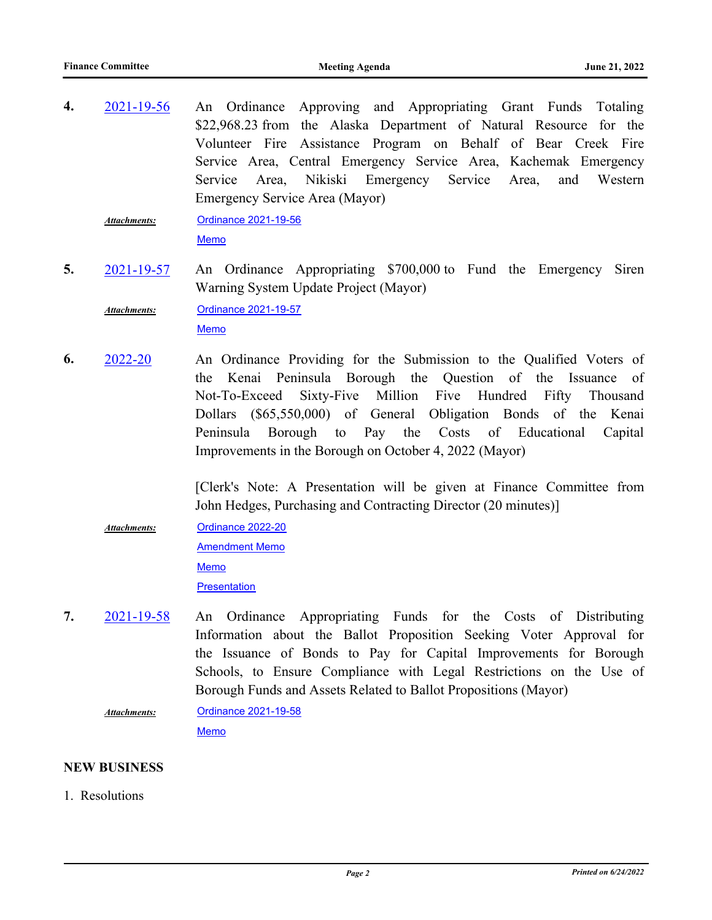4. 2021-19-56 An Ordinance Approving and Appropriating Grant Funds Totaling $22,968.23 from the Alaska Department of Natural Resource for the Volunteer Fire Assistance Program on Behalf of Bear Creek Fire Service Area, Central Emergency Service Area, Kachemak Emergency Service Area, Nikiski Emergency Service Area, and Western Emergency Service Area (Mayor)

   ***Attachments:*** Ordinance 2021-19-56
   Memo

5. 2021-19-57 An Ordinance Appropriating $700,000 to Fund the Emergency Siren Warning System Update Project (Mayor)

   ***Attachments:*** Ordinance 2021-19-57
   Memo

6. 2022-20 An Ordinance Providing for the Submission to the Qualified Voters of the Kenai Peninsula Borough the Question of the Issuance of Not-To-Exceed Sixty-Five Million Five Hundred Fifty Thousand Dollars ($65,550,000) of General Obligation Bonds of the Kenai Peninsula Borough to Pay the Costs of Educational Capital Improvements in the Borough on October 4, 2022 (Mayor)

   [Clerk's Note: A Presentation will be given at Finance Committee from John Hedges, Purchasing and Contracting Director (20 minutes)]

   ***Attachments:*** Ordinance 2022-20
   Amendment Memo
   Memo
   Presentation

7. 2021-19-58 An Ordinance Appropriating Funds for the Costs of Distributing Information about the Ballot Proposition Seeking Voter Approval for the Issuance of Bonds to Pay for Capital Improvements for Borough Schools, to Ensure Compliance with Legal Restrictions on the Use of Borough Funds and Assets Related to Ballot Propositions (Mayor)

   ***Attachments:*** Ordinance 2021-19-58
   Memo

## NEW BUSINESS

1. Resolutions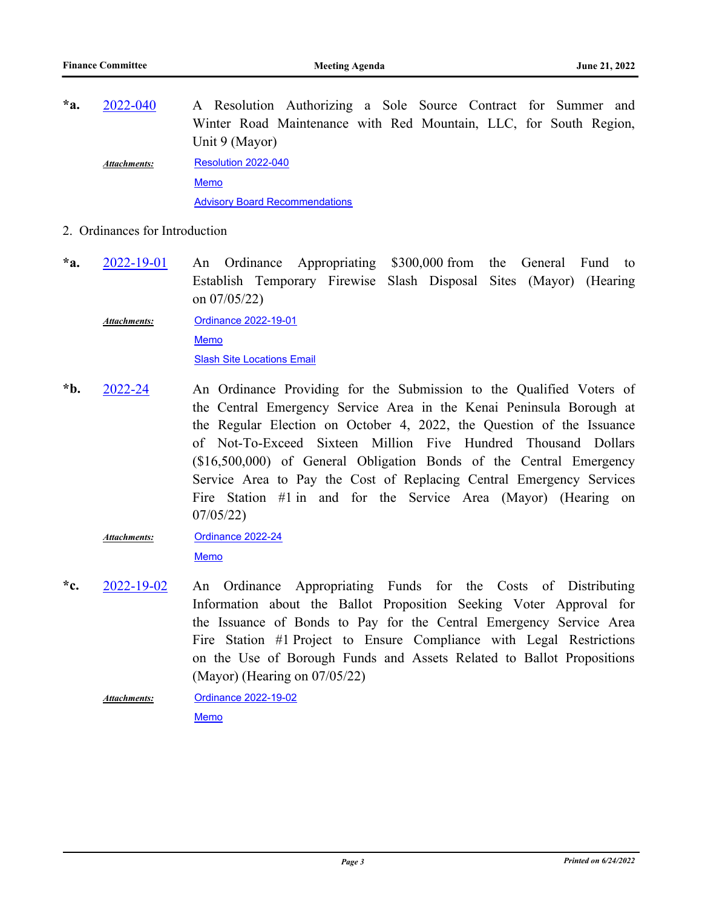*a. 2022-040 A Resolution Authorizing a Sole Source Contract for Summer and Winter Road Maintenance with Red Mountain, LLC, for South Region, Unit 9 (Mayor)

*Attachments:* Resolution 2022-040
Memo
Advisory Board Recommendations

2. Ordinances for Introduction

*a. 2022-19-01 An Ordinance Appropriating $300,000 from the General Fund to Establish Temporary Firewise Slash Disposal Sites (Mayor) (Hearing on 07/05/22)

*Attachments:* Ordinance 2022-19-01
Memo
Slash Site Locations Email

*b. 2022-24 An Ordinance Providing for the Submission to the Qualified Voters of the Central Emergency Service Area in the Kenai Peninsula Borough at the Regular Election on October 4, 2022, the Question of the Issuance of Not-To-Exceed Sixteen Million Five Hundred Thousand Dollars ($16,500,000) of General Obligation Bonds of the Central Emergency Service Area to Pay the Cost of Replacing Central Emergency Services Fire Station #1 in and for the Service Area (Mayor) (Hearing on 07/05/22)

*Attachments:* Ordinance 2022-24
Memo

*c. 2022-19-02 An Ordinance Appropriating Funds for the Costs of Distributing Information about the Ballot Proposition Seeking Voter Approval for the Issuance of Bonds to Pay for the Central Emergency Service Area Fire Station #1 Project to Ensure Compliance with Legal Restrictions on the Use of Borough Funds and Assets Related to Ballot Propositions (Mayor) (Hearing on 07/05/22)

*Attachments:* Ordinance 2022-19-02
Memo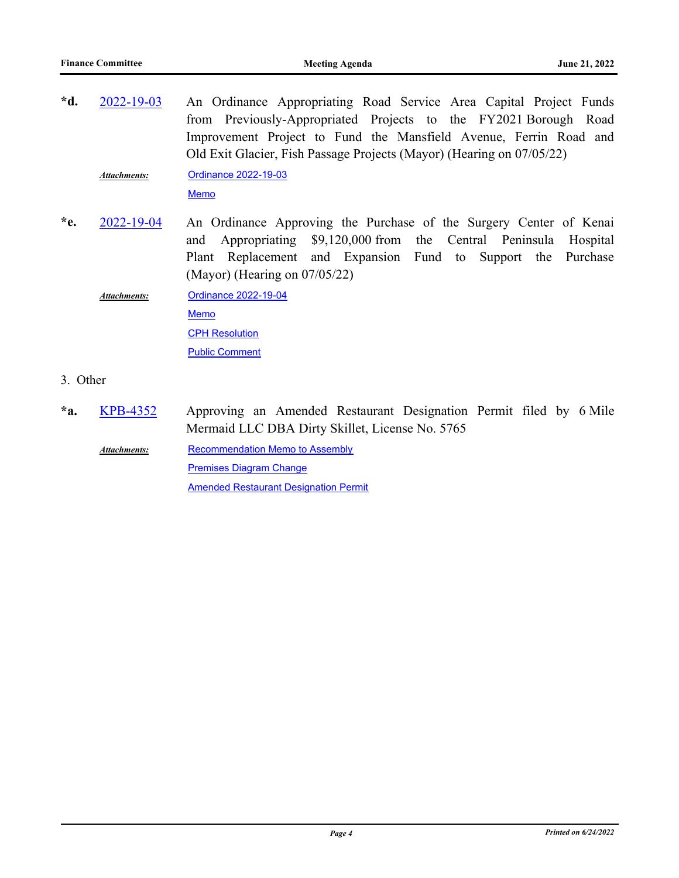**\*d.** 2022-19-03 An Ordinance Appropriating Road Service Area Capital Project Funds from Previously-Appropriated Projects to the FY2021 Borough Road Improvement Project to Fund the Mansfield Avenue, Ferrin Road and Old Exit Glacier, Fish Passage Projects (Mayor) (Hearing on 07/05/22)

***Attachments:*** Ordinance 2022-19-03
Memo

**\*e.** 2022-19-04 An Ordinance Approving the Purchase of the Surgery Center of Kenai and Appropriating $9,120,000 from the Central Peninsula Hospital Plant Replacement and Expansion Fund to Support the Purchase (Mayor) (Hearing on 07/05/22)

***Attachments:*** Ordinance 2022-19-04
Memo
CPH Resolution
Public Comment

3. Other

**\*a.** KPB-4352 Approving an Amended Restaurant Designation Permit filed by 6 Mile Mermaid LLC DBA Dirty Skillet, License No. 5765

***Attachments:*** Recommendation Memo to Assembly
Premises Diagram Change
Amended Restaurant Designation Permit